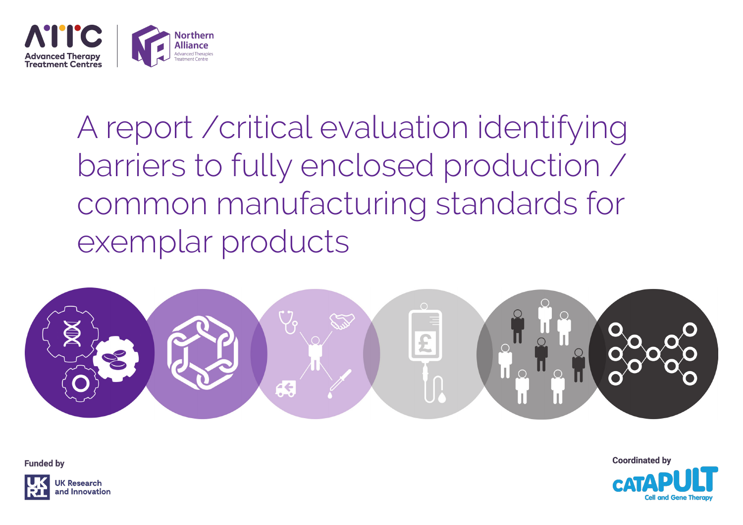ATTC Advanced Therapy Treatment Centres

Northern Alliance
Advanced Therapies Treatment Centre

# A report /critical evaluation identifying barriers to fully enclosed production / common manufacturing standards for exemplar products

Funded by

UK Research and Innovation

Coordinated by

CATAPULT Cell and Gene Therapy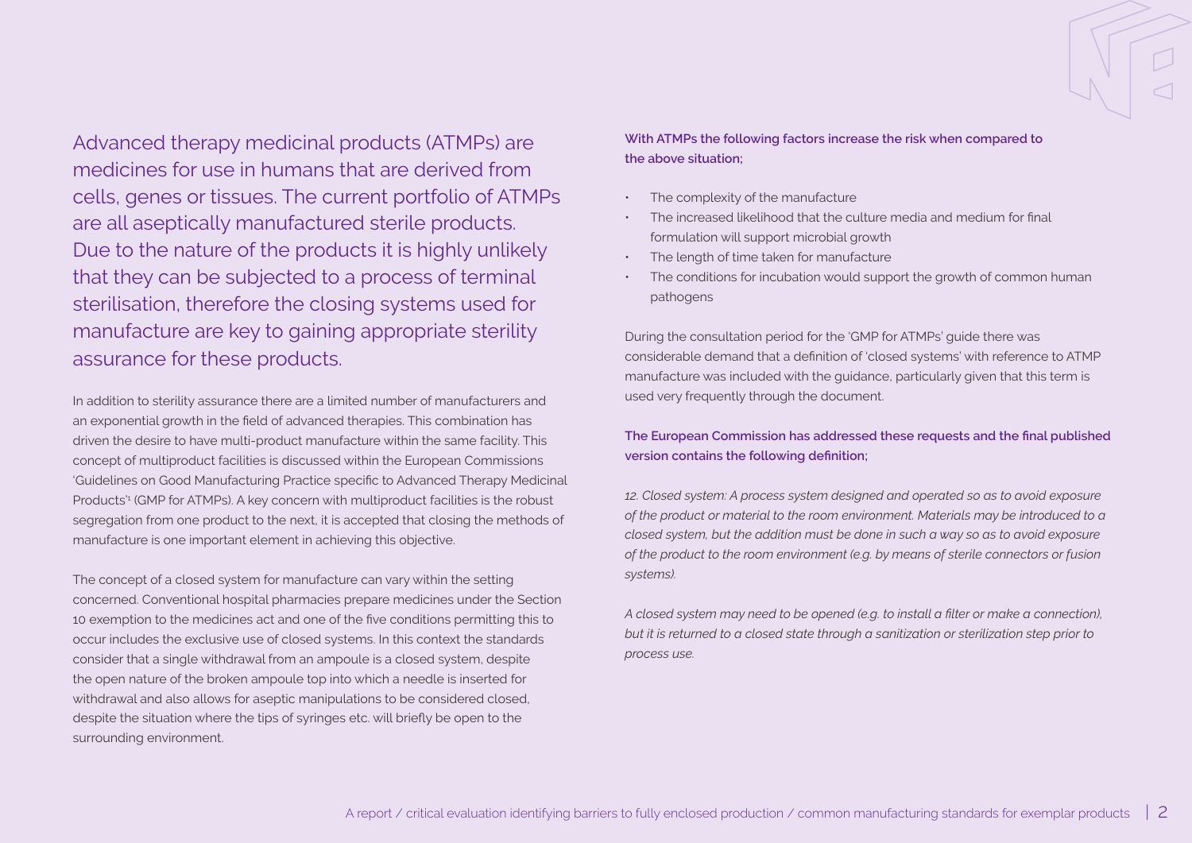Advanced therapy medicinal products (ATMPs) are medicines for use in humans that are derived from cells, genes or tissues. The current portfolio of ATMPs are all aseptically manufactured sterile products. Due to the nature of the products it is highly unlikely that they can be subjected to a process of terminal sterilisation, therefore the closing systems used for manufacture are key to gaining appropriate sterility assurance for these products.

In addition to sterility assurance there are a limited number of manufacturers and an exponential growth in the field of advanced therapies. This combination has driven the desire to have multi-product manufacture within the same facility. This concept of multiproduct facilities is discussed within the European Commissions 'Guidelines on Good Manufacturing Practice specific to Advanced Therapy Medicinal Products'[1] (GMP for ATMPs). A key concern with multiproduct facilities is the robust segregation from one product to the next, it is accepted that closing the methods of manufacture is one important element in achieving this objective.

The concept of a closed system for manufacture can vary within the setting concerned. Conventional hospital pharmacies prepare medicines under the Section 10 exemption to the medicines act and one of the five conditions permitting this to occur includes the exclusive use of closed systems. In this context the standards consider that a single withdrawal from an ampoule is a closed system, despite the open nature of the broken ampoule top into which a needle is inserted for withdrawal and also allows for aseptic manipulations to be considered closed, despite the situation where the tips of syringes etc. will briefly be open to the surrounding environment.

**With ATMPs the following factors increase the risk when compared to the above situation;**

- The complexity of the manufacture
- The increased likelihood that the culture media and medium for final formulation will support microbial growth
- The length of time taken for manufacture
- The conditions for incubation would support the growth of common human pathogens

During the consultation period for the 'GMP for ATMPs' guide there was considerable demand that a definition of 'closed systems' with reference to ATMP manufacture was included with the guidance, particularly given that this term is used very frequently through the document.

**The European Commission has addressed these requests and the final published version contains the following definition;**

*12. Closed system: A process system designed and operated so as to avoid exposure of the product or material to the room environment. Materials may be introduced to a closed system, but the addition must be done in such a way so as to avoid exposure of the product to the room environment (e.g. by means of sterile connectors or fusion systems).*

*A closed system may need to be opened (e.g. to install a filter or make a connection), but it is returned to a closed state through a sanitization or sterilization step prior to process use.*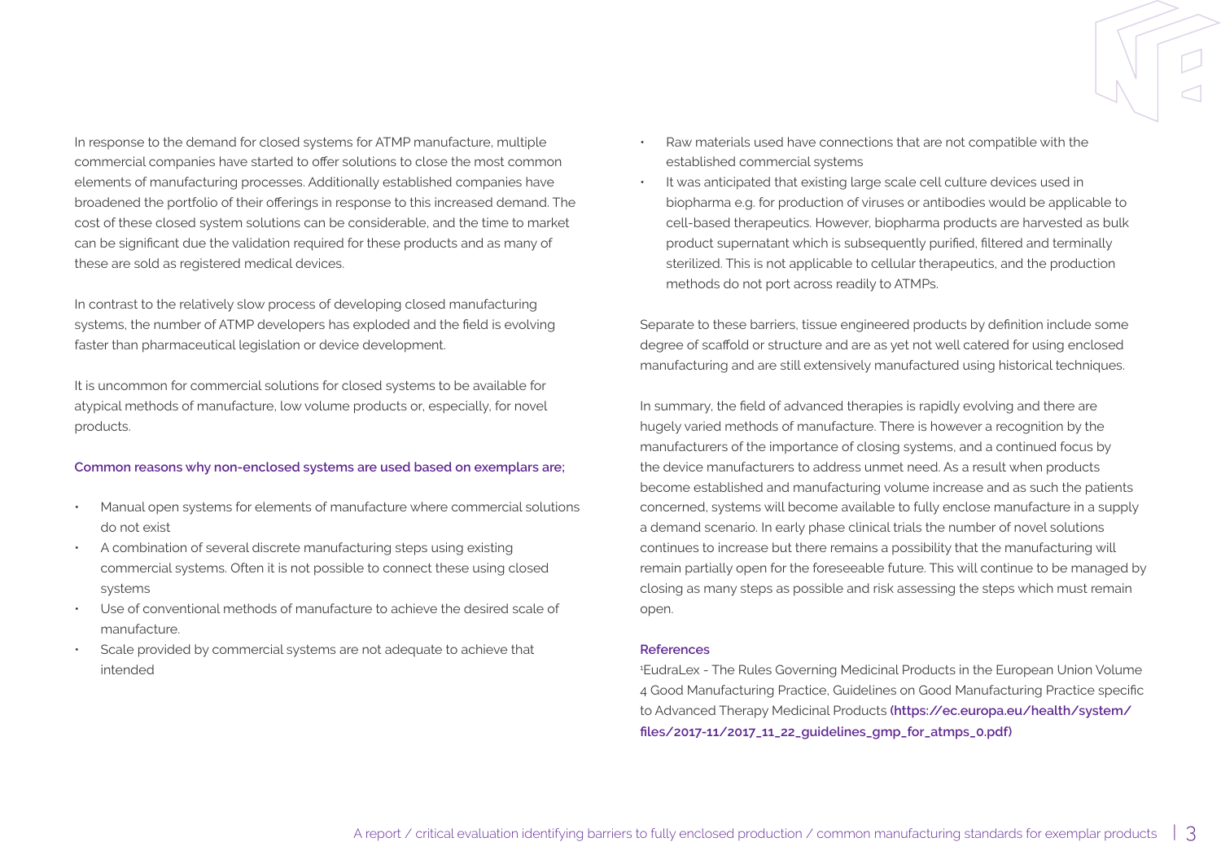In response to the demand for closed systems for ATMP manufacture, multiple commercial companies have started to offer solutions to close the most common elements of manufacturing processes. Additionally established companies have broadened the portfolio of their offerings in response to this increased demand. The cost of these closed system solutions can be considerable, and the time to market can be significant due the validation required for these products and as many of these are sold as registered medical devices.

In contrast to the relatively slow process of developing closed manufacturing systems, the number of ATMP developers has exploded and the field is evolving faster than pharmaceutical legislation or device development.

It is uncommon for commercial solutions for closed systems to be available for atypical methods of manufacture, low volume products or, especially, for novel products.

**Common reasons why non-enclosed systems are used based on exemplars are;**

- Manual open systems for elements of manufacture where commercial solutions do not exist
- A combination of several discrete manufacturing steps using existing commercial systems. Often it is not possible to connect these using closed systems
- Use of conventional methods of manufacture to achieve the desired scale of manufacture.
- Scale provided by commercial systems are not adequate to achieve that intended
- Raw materials used have connections that are not compatible with the established commercial systems
- It was anticipated that existing large scale cell culture devices used in biopharma e.g. for production of viruses or antibodies would be applicable to cell-based therapeutics. However, biopharma products are harvested as bulk product supernatant which is subsequently purified, filtered and terminally sterilized. This is not applicable to cellular therapeutics, and the production methods do not port across readily to ATMPs.

Separate to these barriers, tissue engineered products by definition include some degree of scaffold or structure and are as yet not well catered for using enclosed manufacturing and are still extensively manufactured using historical techniques.

In summary, the field of advanced therapies is rapidly evolving and there are hugely varied methods of manufacture. There is however a recognition by the manufacturers of the importance of closing systems, and a continued focus by the device manufacturers to address unmet need. As a result when products become established and manufacturing volume increase and as such the patients concerned, systems will become available to fully enclose manufacture in a supply a demand scenario. In early phase clinical trials the number of novel solutions continues to increase but there remains a possibility that the manufacturing will remain partially open for the foreseeable future. This will continue to be managed by closing as many steps as possible and risk assessing the steps which must remain open.

**References**

[1]EudraLex - The Rules Governing Medicinal Products in the European Union Volume 4 Good Manufacturing Practice, Guidelines on Good Manufacturing Practice specific to Advanced Therapy Medicinal Products **(https://ec.europa.eu/health/system/files/2017-11/2017_11_22_guidelines_gmp_for_atmps_0.pdf)**